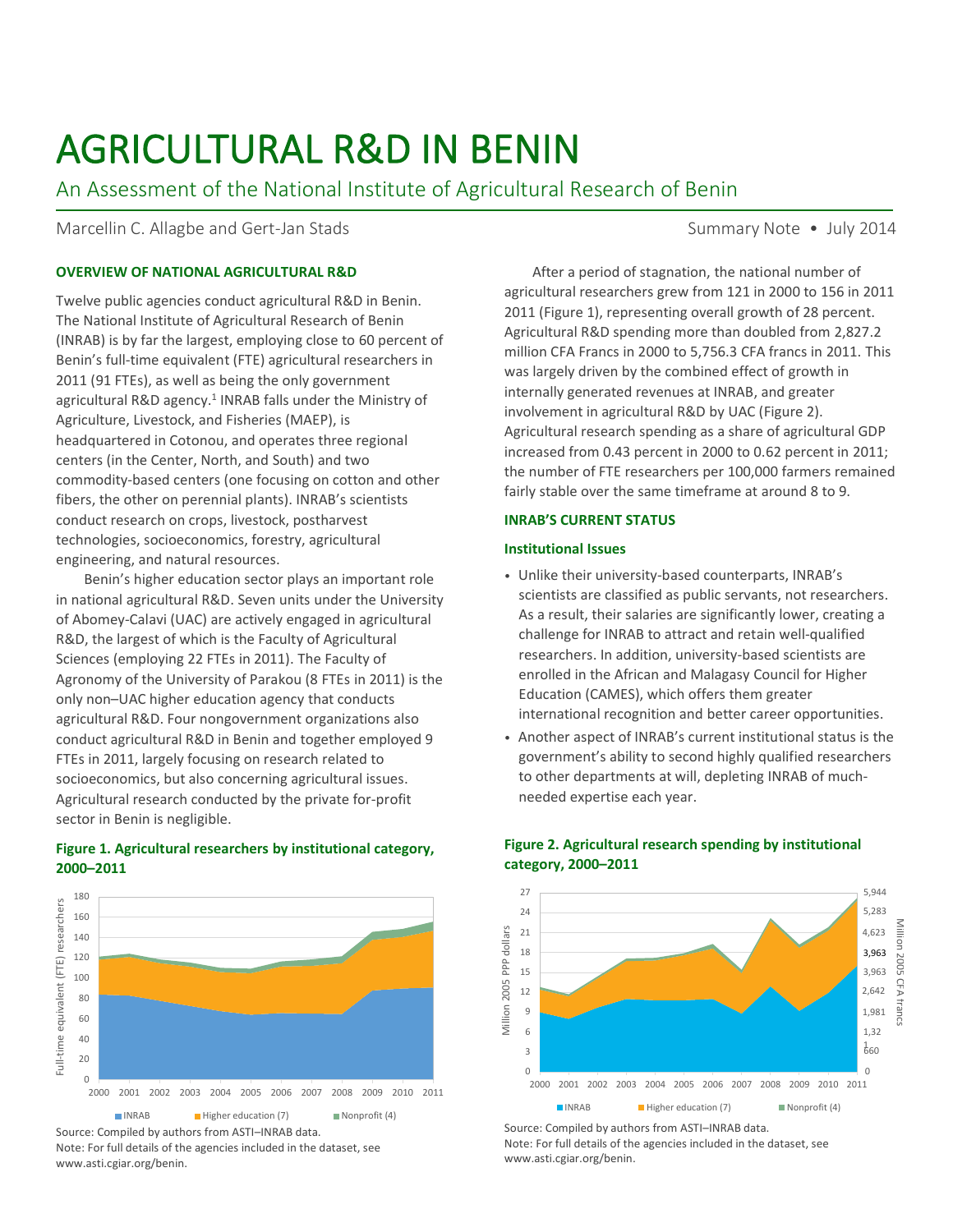# AGRICULTURAL R&D IN BENIN

## An Assessment of the National Institute of Agricultural Research of Benin

Marcellin C. Allagbe and Gert-Jan Stads

Summary Note • July 2014

### OVERVIEW OF NATIONAL AGRICULTURAL R&D

Twelve public agencies conduct agricultural R&D in Benin. The National Institute of Agricultural Research of Benin (INRAB) is by far the largest, employing close to 60 percent of Benin's full-time equivalent (FTE) agricultural researchers in 2011 (91 FTEs), as well as being the only government agricultural R&D agency.[1] INRAB falls under the Ministry of Agriculture, Livestock, and Fisheries (MAEP), is headquartered in Cotonou, and operates three regional centers (in the Center, North, and South) and two commodity-based centers (one focusing on cotton and other fibers, the other on perennial plants). INRAB's scientists conduct research on crops, livestock, postharvest technologies, socioeconomics, forestry, agricultural engineering, and natural resources.

Benin's higher education sector plays an important role in national agricultural R&D. Seven units under the University of Abomey-Calavi (UAC) are actively engaged in agricultural R&D, the largest of which is the Faculty of Agricultural Sciences (employing 22 FTEs in 2011). The Faculty of Agronomy of the University of Parakou (8 FTEs in 2011) is the only non–UAC higher education agency that conducts agricultural R&D. Four nongovernment organizations also conduct agricultural R&D in Benin and together employed 9 FTEs in 2011, largely focusing on research related to socioeconomics, but also concerning agricultural issues. Agricultural research conducted by the private for-profit sector in Benin is negligible.

**Figure 1. Agricultural researchers by institutional category, 2000–2011**

Source: Compiled by authors from ASTI–INRAB data.
Note: For full details of the agencies included in the dataset, see www.asti.cgiar.org/benin.

After a period of stagnation, the national number of agricultural researchers grew from 121 in 2000 to 156 in 2011 2011 (Figure 1), representing overall growth of 28 percent. Agricultural R&D spending more than doubled from 2,827.2 million CFA Francs in 2000 to 5,756.3 CFA francs in 2011. This was largely driven by the combined effect of growth in internally generated revenues at INRAB, and greater involvement in agricultural R&D by UAC (Figure 2). Agricultural research spending as a share of agricultural GDP increased from 0.43 percent in 2000 to 0.62 percent in 2011; the number of FTE researchers per 100,000 farmers remained fairly stable over the same timeframe at around 8 to 9.

### INRAB'S CURRENT STATUS

#### Institutional Issues

- Unlike their university-based counterparts, INRAB's scientists are classified as public servants, not researchers. As a result, their salaries are significantly lower, creating a challenge for INRAB to attract and retain well-qualified researchers. In addition, university-based scientists are enrolled in the African and Malagasy Council for Higher Education (CAMES), which offers them greater international recognition and better career opportunities.
- Another aspect of INRAB's current institutional status is the government's ability to second highly qualified researchers to other departments at will, depleting INRAB of much-needed expertise each year.

**Figure 2. Agricultural research spending by institutional category, 2000–2011**

Source: Compiled by authors from ASTI–INRAB data.
Note: For full details of the agencies included in the dataset, see www.asti.cgiar.org/benin.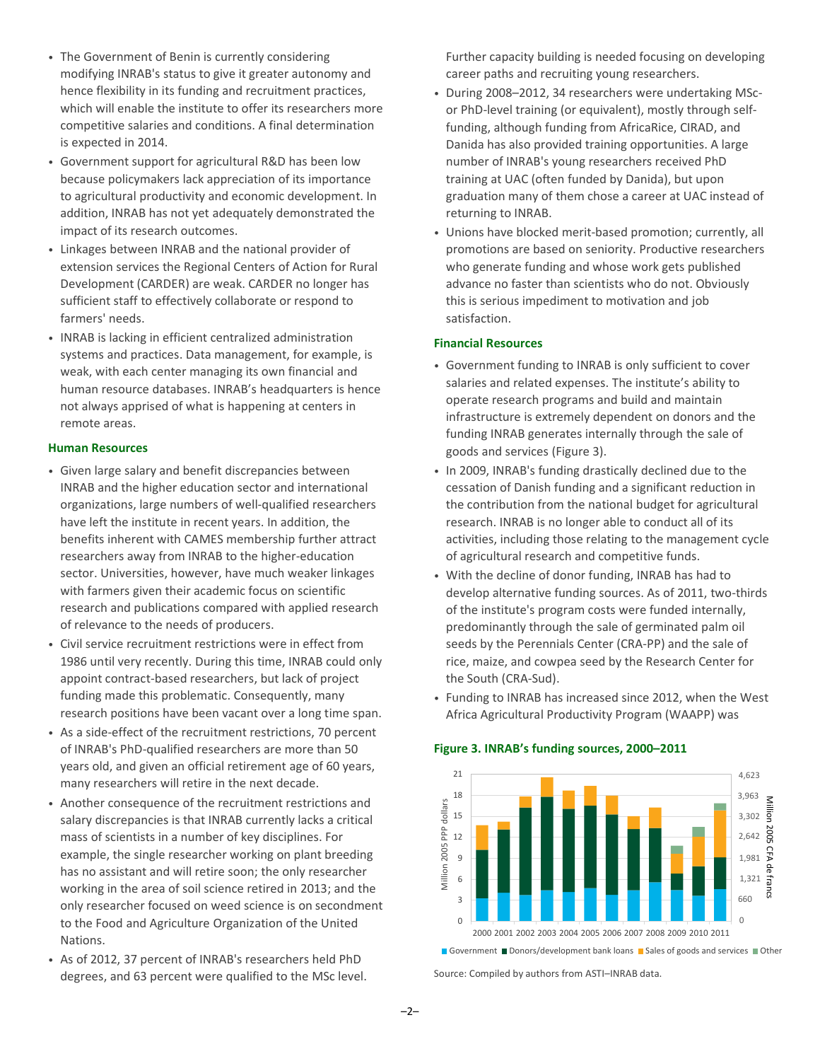- The Government of Benin is currently considering modifying INRAB's status to give it greater autonomy and hence flexibility in its funding and recruitment practices, which will enable the institute to offer its researchers more competitive salaries and conditions. A final determination is expected in 2014.
- Government support for agricultural R&D has been low because policymakers lack appreciation of its importance to agricultural productivity and economic development. In addition, INRAB has not yet adequately demonstrated the impact of its research outcomes.
- Linkages between INRAB and the national provider of extension services the Regional Centers of Action for Rural Development (CARDER) are weak. CARDER no longer has sufficient staff to effectively collaborate or respond to farmers' needs.
- INRAB is lacking in efficient centralized administration systems and practices. Data management, for example, is weak, with each center managing its own financial and human resource databases. INRAB's headquarters is hence not always apprised of what is happening at centers in remote areas.

### Human Resources

- Given large salary and benefit discrepancies between INRAB and the higher education sector and international organizations, large numbers of well-qualified researchers have left the institute in recent years. In addition, the benefits inherent with CAMES membership further attract researchers away from INRAB to the higher-education sector. Universities, however, have much weaker linkages with farmers given their academic focus on scientific research and publications compared with applied research of relevance to the needs of producers.
- Civil service recruitment restrictions were in effect from 1986 until very recently. During this time, INRAB could only appoint contract-based researchers, but lack of project funding made this problematic. Consequently, many research positions have been vacant over a long time span.
- As a side-effect of the recruitment restrictions, 70 percent of INRAB's PhD-qualified researchers are more than 50 years old, and given an official retirement age of 60 years, many researchers will retire in the next decade.
- Another consequence of the recruitment restrictions and salary discrepancies is that INRAB currently lacks a critical mass of scientists in a number of key disciplines. For example, the single researcher working on plant breeding has no assistant and will retire soon; the only researcher working in the area of soil science retired in 2013; and the only researcher focused on weed science is on secondment to the Food and Agriculture Organization of the United Nations.
- As of 2012, 37 percent of INRAB's researchers held PhD degrees, and 63 percent were qualified to the MSc level. Further capacity building is needed focusing on developing career paths and recruiting young researchers.
- During 2008–2012, 34 researchers were undertaking MSc- or PhD-level training (or equivalent), mostly through self-funding, although funding from AfricaRice, CIRAD, and Danida has also provided training opportunities. A large number of INRAB's young researchers received PhD training at UAC (often funded by Danida), but upon graduation many of them chose a career at UAC instead of returning to INRAB.
- Unions have blocked merit-based promotion; currently, all promotions are based on seniority. Productive researchers who generate funding and whose work gets published advance no faster than scientists who do not. Obviously this is serious impediment to motivation and job satisfaction.

### Financial Resources

- Government funding to INRAB is only sufficient to cover salaries and related expenses. The institute's ability to operate research programs and build and maintain infrastructure is extremely dependent on donors and the funding INRAB generates internally through the sale of goods and services (Figure 3).
- In 2009, INRAB's funding drastically declined due to the cessation of Danish funding and a significant reduction in the contribution from the national budget for agricultural research. INRAB is no longer able to conduct all of its activities, including those relating to the management cycle of agricultural research and competitive funds.
- With the decline of donor funding, INRAB has had to develop alternative funding sources. As of 2011, two-thirds of the institute's program costs were funded internally, predominantly through the sale of germinated palm oil seeds by the Perennials Center (CRA-PP) and the sale of rice, maize, and cowpea seed by the Research Center for the South (CRA-Sud).
- Funding to INRAB has increased since 2012, when the West Africa Agricultural Productivity Program (WAAPP) was

**Figure 3. INRAB's funding sources, 2000–2011**

Source: Compiled by authors from ASTI–INRAB data.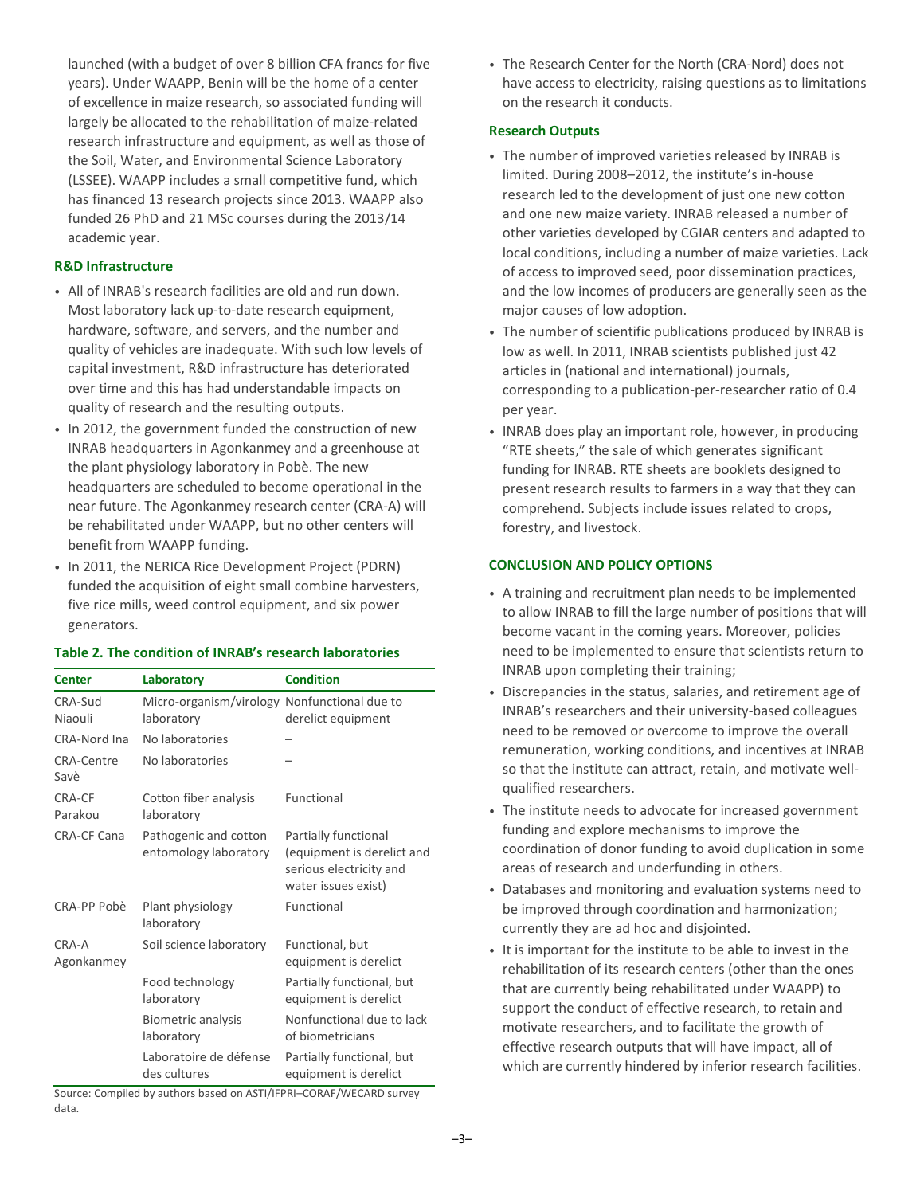launched (with a budget of over 8 billion CFA francs for five years). Under WAAPP, Benin will be the home of a center of excellence in maize research, so associated funding will largely be allocated to the rehabilitation of maize-related research infrastructure and equipment, as well as those of the Soil, Water, and Environmental Science Laboratory (LSSEE). WAAPP includes a small competitive fund, which has financed 13 research projects since 2013. WAAPP also funded 26 PhD and 21 MSc courses during the 2013/14 academic year.

### R&D Infrastructure

- All of INRAB's research facilities are old and run down. Most laboratory lack up-to-date research equipment, hardware, software, and servers, and the number and quality of vehicles are inadequate. With such low levels of capital investment, R&D infrastructure has deteriorated over time and this has had understandable impacts on quality of research and the resulting outputs.
- In 2012, the government funded the construction of new INRAB headquarters in Agonkanmey and a greenhouse at the plant physiology laboratory in Pobè. The new headquarters are scheduled to become operational in the near future. The Agonkanmey research center (CRA-A) will be rehabilitated under WAAPP, but no other centers will benefit from WAAPP funding.
- In 2011, the NERICA Rice Development Project (PDRN) funded the acquisition of eight small combine harvesters, five rice mills, weed control equipment, and six power generators.

**Table 2. The condition of INRAB's research laboratories**

| Center | Laboratory | Condition |
|---|---|---|
| CRA-Sud Niaouli | Micro-organism/virology laboratory | Nonfunctional due to derelict equipment |
| CRA-Nord Ina | No laboratories | – |
| CRA-Centre Savè | No laboratories | – |
| CRA-CF Parakou | Cotton fiber analysis laboratory | Functional |
| CRA-CF Cana | Pathogenic and cotton entomology laboratory | Partially functional (equipment is derelict and serious electricity and water issues exist) |
| CRA-PP Pobè | Plant physiology laboratory | Functional |
| CRA-A Agonkanmey | Soil science laboratory | Functional, but equipment is derelict |
| | Food technology laboratory | Partially functional, but equipment is derelict |
| | Biometric analysis laboratory | Nonfunctional due to lack of biometricians |
| | Laboratoire de défense des cultures | Partially functional, but equipment is derelict |

Source: Compiled by authors based on ASTI/IFPRI–CORAF/WECARD survey data.

- The Research Center for the North (CRA-Nord) does not have access to electricity, raising questions as to limitations on the research it conducts.

### Research Outputs

- The number of improved varieties released by INRAB is limited. During 2008–2012, the institute's in-house research led to the development of just one new cotton and one new maize variety. INRAB released a number of other varieties developed by CGIAR centers and adapted to local conditions, including a number of maize varieties. Lack of access to improved seed, poor dissemination practices, and the low incomes of producers are generally seen as the major causes of low adoption.
- The number of scientific publications produced by INRAB is low as well. In 2011, INRAB scientists published just 42 articles in (national and international) journals, corresponding to a publication-per-researcher ratio of 0.4 per year.
- INRAB does play an important role, however, in producing "RTE sheets," the sale of which generates significant funding for INRAB. RTE sheets are booklets designed to present research results to farmers in a way that they can comprehend. Subjects include issues related to crops, forestry, and livestock.

## CONCLUSION AND POLICY OPTIONS

- A training and recruitment plan needs to be implemented to allow INRAB to fill the large number of positions that will become vacant in the coming years. Moreover, policies need to be implemented to ensure that scientists return to INRAB upon completing their training;
- Discrepancies in the status, salaries, and retirement age of INRAB's researchers and their university-based colleagues need to be removed or overcome to improve the overall remuneration, working conditions, and incentives at INRAB so that the institute can attract, retain, and motivate well-qualified researchers.
- The institute needs to advocate for increased government funding and explore mechanisms to improve the coordination of donor funding to avoid duplication in some areas of research and underfunding in others.
- Databases and monitoring and evaluation systems need to be improved through coordination and harmonization; currently they are ad hoc and disjointed.
- It is important for the institute to be able to invest in the rehabilitation of its research centers (other than the ones that are currently being rehabilitated under WAAPP) to support the conduct of effective research, to retain and motivate researchers, and to facilitate the growth of effective research outputs that will have impact, all of which are currently hindered by inferior research facilities.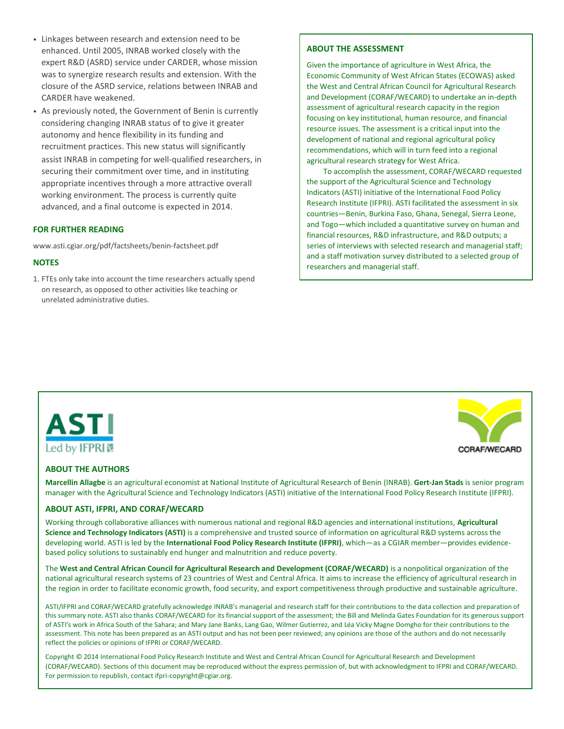- Linkages between research and extension need to be enhanced. Until 2005, INRAB worked closely with the expert R&D (ASRD) service under CARDER, whose mission was to synergize research results and extension. With the closure of the ASRD service, relations between INRAB and CARDER have weakened.
- As previously noted, the Government of Benin is currently considering changing INRAB status of to give it greater autonomy and hence flexibility in its funding and recruitment practices. This new status will significantly assist INRAB in competing for well-qualified researchers, in securing their commitment over time, and in instituting appropriate incentives through a more attractive overall working environment. The process is currently quite advanced, and a final outcome is expected in 2014.

## FOR FURTHER READING

www.asti.cgiar.org/pdf/factsheets/benin-factsheet.pdf

## NOTES

1. FTEs only take into account the time researchers actually spend on research, as opposed to other activities like teaching or unrelated administrative duties.

## ABOUT THE ASSESSMENT

Given the importance of agriculture in West Africa, the Economic Community of West African States (ECOWAS) asked the West and Central African Council for Agricultural Research and Development (CORAF/WECARD) to undertake an in-depth assessment of agricultural research capacity in the region focusing on key institutional, human resource, and financial resource issues. The assessment is a critical input into the development of national and regional agricultural policy recommendations, which will in turn feed into a regional agricultural research strategy for West Africa.

To accomplish the assessment, CORAF/WECARD requested the support of the Agricultural Science and Technology Indicators (ASTI) initiative of the International Food Policy Research Institute (IFPRI). ASTI facilitated the assessment in six countries—Benin, Burkina Faso, Ghana, Senegal, Sierra Leone, and Togo—which included a quantitative survey on human and financial resources, R&D infrastructure, and R&D outputs; a series of interviews with selected research and managerial staff; and a staff motivation survey distributed to a selected group of researchers and managerial staff.

ASTI
Led by IFPRI

CORAF/WECARD

## ABOUT THE AUTHORS

**Marcellin Allagbe** is an agricultural economist at National Institute of Agricultural Research of Benin (INRAB). **Gert-Jan Stads** is senior program manager with the Agricultural Science and Technology Indicators (ASTI) initiative of the International Food Policy Research Institute (IFPRI).

## ABOUT ASTI, IFPRI, AND CORAF/WECARD

Working through collaborative alliances with numerous national and regional R&D agencies and international institutions, **Agricultural Science and Technology Indicators (ASTI)** is a comprehensive and trusted source of information on agricultural R&D systems across the developing world. ASTI is led by the **International Food Policy Research Institute (IFPRI)**, which—as a CGIAR member—provides evidence-based policy solutions to sustainably end hunger and malnutrition and reduce poverty.

The **West and Central African Council for Agricultural Research and Development (CORAF/WECARD)** is a nonpolitical organization of the national agricultural research systems of 23 countries of West and Central Africa. It aims to increase the efficiency of agricultural research in the region in order to facilitate economic growth, food security, and export competitiveness through productive and sustainable agriculture.

ASTI/IFPRI and CORAF/WECARD gratefully acknowledge INRAB's managerial and research staff for their contributions to the data collection and preparation of this summary note. ASTI also thanks CORAF/WECARD for its financial support of the assessment; the Bill and Melinda Gates Foundation for its generous support of ASTI's work in Africa South of the Sahara; and Mary Jane Banks, Lang Gao, Wilmer Gutierrez, and Léa Vicky Magne Domgho for their contributions to the assessment. This note has been prepared as an ASTI output and has not been peer reviewed; any opinions are those of the authors and do not necessarily reflect the policies or opinions of IFPRI or CORAF/WECARD.

Copyright © 2014 International Food Policy Research Institute and West and Central African Council for Agricultural Research and Development (CORAF/WECARD). Sections of this document may be reproduced without the express permission of, but with acknowledgment to IFPRI and CORAF/WECARD. For permission to republish, contact ifpri-copyright@cgiar.org.